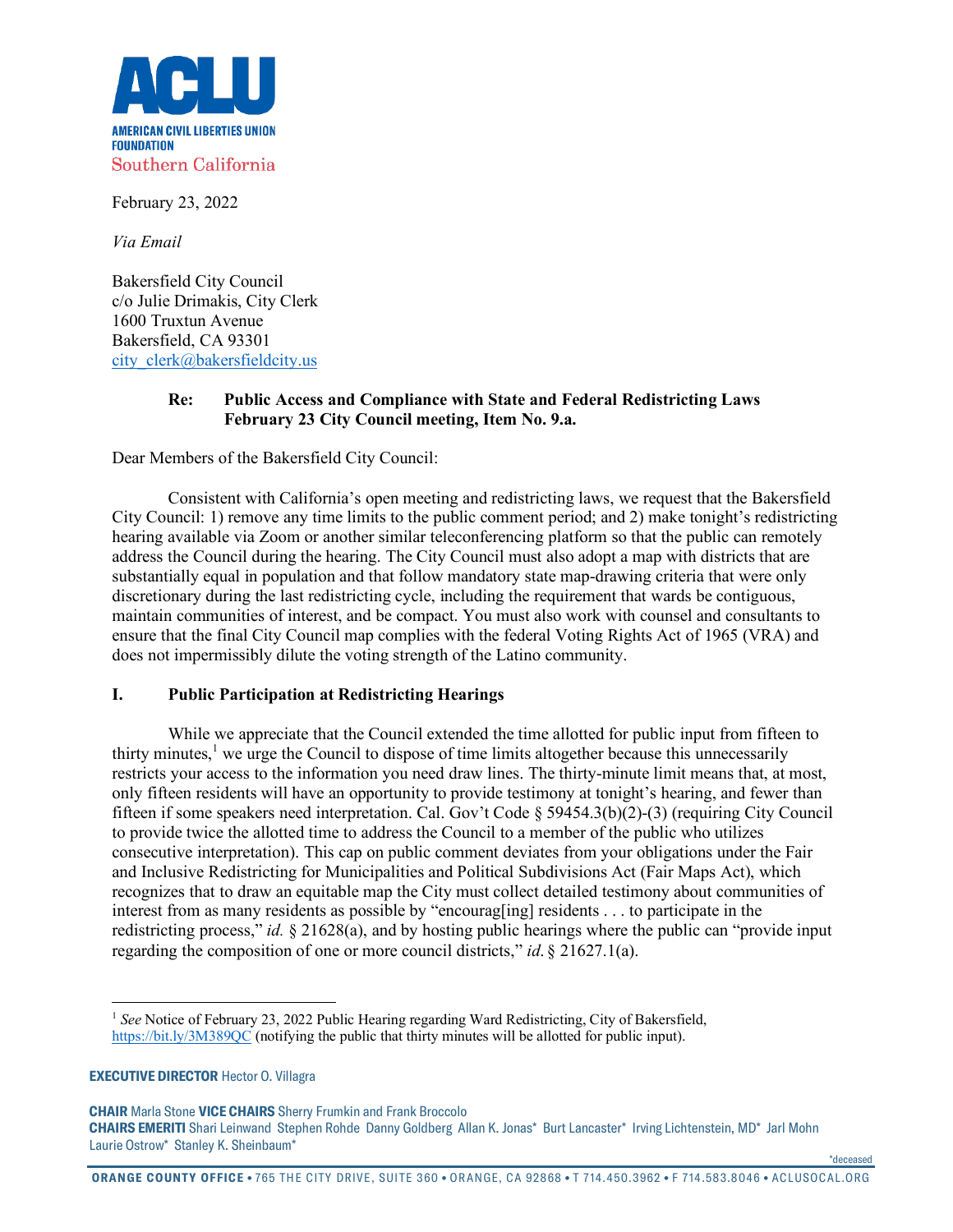**ACLU**

**AMERICAN CIVIL LIBERTIES UNION FOUNDATION**
Southern California

February 23, 2022

*Via Email*

Bakersfield City Council
c/o Julie Drimakis, City Clerk
1600 Truxtun Avenue
Bakersfield, CA 93301
city_clerk@bakersfieldcity.us

**Re: Public Access and Compliance with State and Federal Redistricting Laws**
**February 23 City Council meeting, Item No. 9.a.**

Dear Members of the Bakersfield City Council:

Consistent with California's open meeting and redistricting laws, we request that the Bakersfield City Council: 1) remove any time limits to the public comment period; and 2) make tonight's redistricting hearing available via Zoom or another similar teleconferencing platform so that the public can remotely address the Council during the hearing. The City Council must also adopt a map with districts that are substantially equal in population and that follow mandatory state map-drawing criteria that were only discretionary during the last redistricting cycle, including the requirement that wards be contiguous, maintain communities of interest, and be compact. You must also work with counsel and consultants to ensure that the final City Council map complies with the federal Voting Rights Act of 1965 (VRA) and does not impermissibly dilute the voting strength of the Latino community.

## I. Public Participation at Redistricting Hearings

While we appreciate that the Council extended the time allotted for public input from fifteen to thirty minutes,[1] we urge the Council to dispose of time limits altogether because this unnecessarily restricts your access to the information you need draw lines. The thirty-minute limit means that, at most, only fifteen residents will have an opportunity to provide testimony at tonight's hearing, and fewer than fifteen if some speakers need interpretation. Cal. Gov't Code § 59454.3(b)(2)-(3) (requiring City Council to provide twice the allotted time to address the Council to a member of the public who utilizes consecutive interpretation). This cap on public comment deviates from your obligations under the Fair and Inclusive Redistricting for Municipalities and Political Subdivisions Act (Fair Maps Act), which recognizes that to draw an equitable map the City must collect detailed testimony about communities of interest from as many residents as possible by "encourag[ing] residents . . . to participate in the redistricting process," *id.* § 21628(a), and by hosting public hearings where the public can "provide input regarding the composition of one or more council districts," *id.* § 21627.1(a).

[1] *See* Notice of February 23, 2022 Public Hearing regarding Ward Redistricting, City of Bakersfield, https://bit.ly/3M389QC (notifying the public that thirty minutes will be allotted for public input).

**EXECUTIVE DIRECTOR** Hector O. Villagra

**CHAIR** Marla Stone **VICE CHAIRS** Sherry Frumkin and Frank Broccolo
**CHAIRS EMERITI** Shari Leinwand Stephen Rohde Danny Goldberg Allan K. Jonas* Burt Lancaster* Irving Lichtenstein, MD* Jarl Mohn Laurie Ostrow* Stanley K. Sheinbaum*

*deceased

**ORANGE COUNTY OFFICE** • 765 THE CITY DRIVE, SUITE 360 • ORANGE, CA 92868 • T 714.450.3962 • F 714.583.8046 • ACLUSOCAL.ORG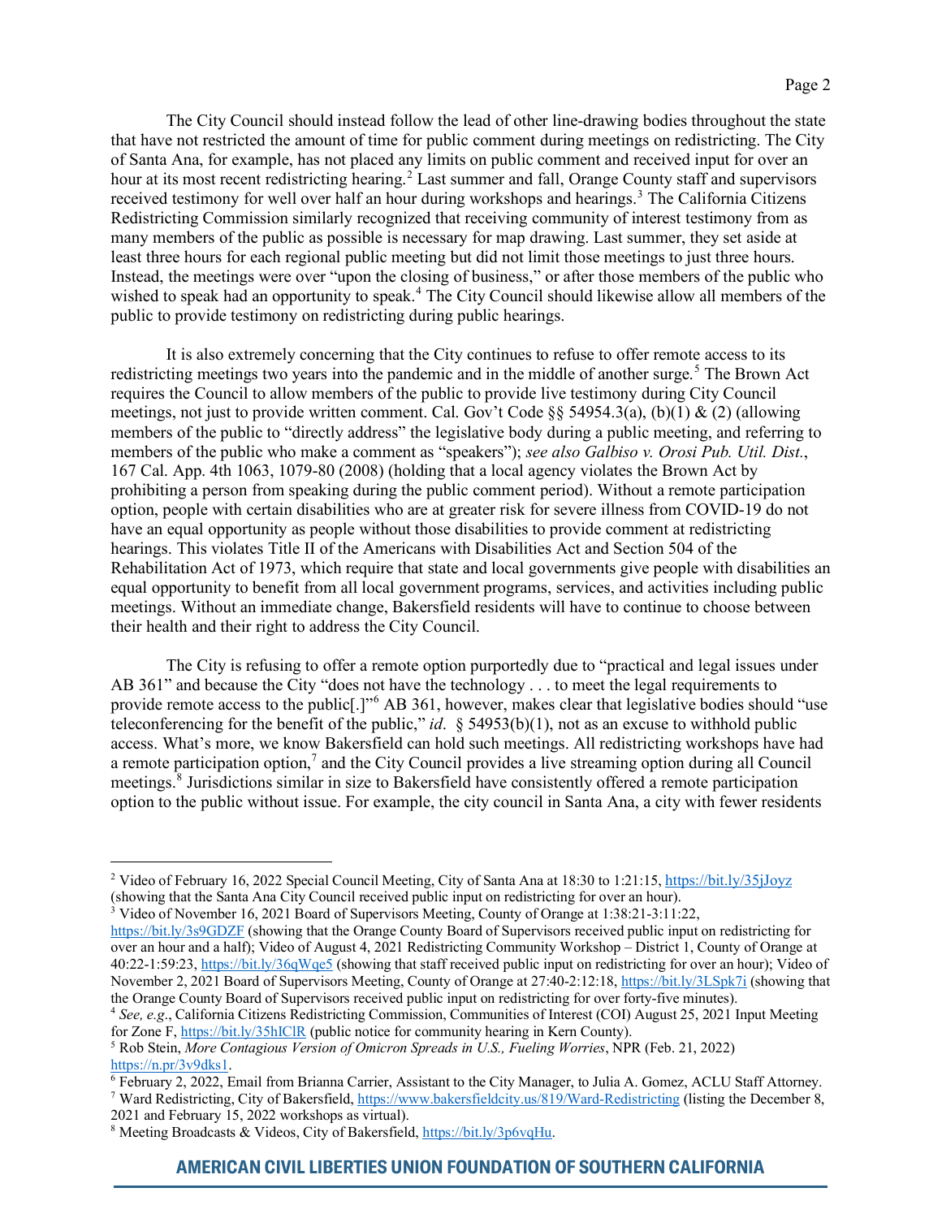The City Council should instead follow the lead of other line-drawing bodies throughout the state that have not restricted the amount of time for public comment during meetings on redistricting. The City of Santa Ana, for example, has not placed any limits on public comment and received input for over an hour at its most recent redistricting hearing.[2] Last summer and fall, Orange County staff and supervisors received testimony for well over half an hour during workshops and hearings.[3] The California Citizens Redistricting Commission similarly recognized that receiving community of interest testimony from as many members of the public as possible is necessary for map drawing. Last summer, they set aside at least three hours for each regional public meeting but did not limit those meetings to just three hours. Instead, the meetings were over "upon the closing of business," or after those members of the public who wished to speak had an opportunity to speak.[4] The City Council should likewise allow all members of the public to provide testimony on redistricting during public hearings.

It is also extremely concerning that the City continues to refuse to offer remote access to its redistricting meetings two years into the pandemic and in the middle of another surge.[5] The Brown Act requires the Council to allow members of the public to provide live testimony during City Council meetings, not just to provide written comment. Cal. Gov't Code §§ 54954.3(a), (b)(1) & (2) (allowing members of the public to "directly address" the legislative body during a public meeting, and referring to members of the public who make a comment as "speakers"); *see also Galbiso v. Orosi Pub. Util. Dist.*, 167 Cal. App. 4th 1063, 1079-80 (2008) (holding that a local agency violates the Brown Act by prohibiting a person from speaking during the public comment period). Without a remote participation option, people with certain disabilities who are at greater risk for severe illness from COVID-19 do not have an equal opportunity as people without those disabilities to provide comment at redistricting hearings. This violates Title II of the Americans with Disabilities Act and Section 504 of the Rehabilitation Act of 1973, which require that state and local governments give people with disabilities an equal opportunity to benefit from all local government programs, services, and activities including public meetings. Without an immediate change, Bakersfield residents will have to continue to choose between their health and their right to address the City Council.

The City is refusing to offer a remote option purportedly due to "practical and legal issues under AB 361" and because the City "does not have the technology . . . to meet the legal requirements to provide remote access to the public[.]"[6] AB 361, however, makes clear that legislative bodies should "use teleconferencing for the benefit of the public," *id*. § 54953(b)(1), not as an excuse to withhold public access. What's more, we know Bakersfield can hold such meetings. All redistricting workshops have had a remote participation option,[7] and the City Council provides a live streaming option during all Council meetings.[8] Jurisdictions similar in size to Bakersfield have consistently offered a remote participation option to the public without issue. For example, the city council in Santa Ana, a city with fewer residents

---

[2] Video of February 16, 2022 Special Council Meeting, City of Santa Ana at 18:30 to 1:21:15, https://bit.ly/35jJoyz (showing that the Santa Ana City Council received public input on redistricting for over an hour).

[3] Video of November 16, 2021 Board of Supervisors Meeting, County of Orange at 1:38:21-3:11:22, https://bit.ly/3s9GDZF (showing that the Orange County Board of Supervisors received public input on redistricting for over an hour and a half); Video of August 4, 2021 Redistricting Community Workshop – District 1, County of Orange at 40:22-1:59:23, https://bit.ly/36qWqe5 (showing that staff received public input on redistricting for over an hour); Video of November 2, 2021 Board of Supervisors Meeting, County of Orange at 27:40-2:12:18, https://bit.ly/3LSpk7i (showing that the Orange County Board of Supervisors received public input on redistricting for over forty-five minutes).

[4] *See, e.g*., California Citizens Redistricting Commission, Communities of Interest (COI) August 25, 2021 Input Meeting for Zone F, https://bit.ly/35hIClR (public notice for community hearing in Kern County).

[5] Rob Stein, *More Contagious Version of Omicron Spreads in U.S., Fueling Worries*, NPR (Feb. 21, 2022) https://n.pr/3v9dks1.

[6] February 2, 2022, Email from Brianna Carrier, Assistant to the City Manager, to Julia A. Gomez, ACLU Staff Attorney.

[7] Ward Redistricting, City of Bakersfield, https://www.bakersfieldcity.us/819/Ward-Redistricting (listing the December 8, 2021 and February 15, 2022 workshops as virtual).

[8] Meeting Broadcasts & Videos, City of Bakersfield, https://bit.ly/3p6vqHu.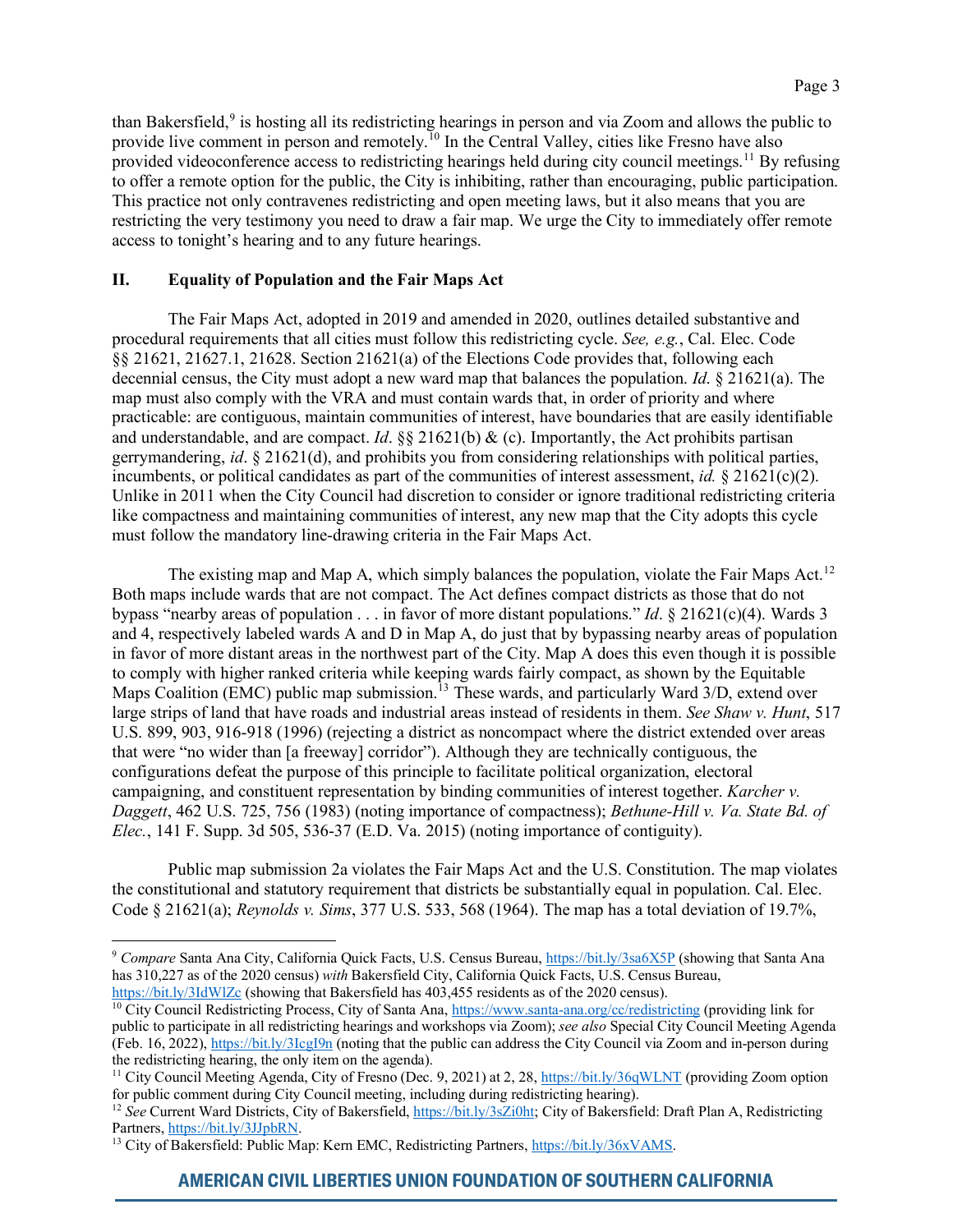than Bakersfield,[9] is hosting all its redistricting hearings in person and via Zoom and allows the public to provide live comment in person and remotely.[10] In the Central Valley, cities like Fresno have also provided videoconference access to redistricting hearings held during city council meetings.[11] By refusing to offer a remote option for the public, the City is inhibiting, rather than encouraging, public participation. This practice not only contravenes redistricting and open meeting laws, but it also means that you are restricting the very testimony you need to draw a fair map. We urge the City to immediately offer remote access to tonight's hearing and to any future hearings.

## II. Equality of Population and the Fair Maps Act

The Fair Maps Act, adopted in 2019 and amended in 2020, outlines detailed substantive and procedural requirements that all cities must follow this redistricting cycle. *See, e.g.*, Cal. Elec. Code §§ 21621, 21627.1, 21628. Section 21621(a) of the Elections Code provides that, following each decennial census, the City must adopt a new ward map that balances the population. *Id*. § 21621(a). The map must also comply with the VRA and must contain wards that, in order of priority and where practicable: are contiguous, maintain communities of interest, have boundaries that are easily identifiable and understandable, and are compact. *Id*. §§ 21621(b) & (c). Importantly, the Act prohibits partisan gerrymandering, *id*. § 21621(d), and prohibits you from considering relationships with political parties, incumbents, or political candidates as part of the communities of interest assessment, *id.* § 21621(c)(2). Unlike in 2011 when the City Council had discretion to consider or ignore traditional redistricting criteria like compactness and maintaining communities of interest, any new map that the City adopts this cycle must follow the mandatory line-drawing criteria in the Fair Maps Act.

The existing map and Map A, which simply balances the population, violate the Fair Maps Act.[12] Both maps include wards that are not compact. The Act defines compact districts as those that do not bypass "nearby areas of population . . . in favor of more distant populations." *Id*. § 21621(c)(4). Wards 3 and 4, respectively labeled wards A and D in Map A, do just that by bypassing nearby areas of population in favor of more distant areas in the northwest part of the City. Map A does this even though it is possible to comply with higher ranked criteria while keeping wards fairly compact, as shown by the Equitable Maps Coalition (EMC) public map submission.[13] These wards, and particularly Ward 3/D, extend over large strips of land that have roads and industrial areas instead of residents in them. *See Shaw v. Hunt*, 517 U.S. 899, 903, 916-918 (1996) (rejecting a district as noncompact where the district extended over areas that were "no wider than [a freeway] corridor"). Although they are technically contiguous, the configurations defeat the purpose of this principle to facilitate political organization, electoral campaigning, and constituent representation by binding communities of interest together. *Karcher v. Daggett*, 462 U.S. 725, 756 (1983) (noting importance of compactness); *Bethune-Hill v. Va. State Bd. of Elec.*, 141 F. Supp. 3d 505, 536-37 (E.D. Va. 2015) (noting importance of contiguity).

Public map submission 2a violates the Fair Maps Act and the U.S. Constitution. The map violates the constitutional and statutory requirement that districts be substantially equal in population. Cal. Elec. Code § 21621(a); *Reynolds v. Sims*, 377 U.S. 533, 568 (1964). The map has a total deviation of 19.7%,

---

[9] *Compare* Santa Ana City, California Quick Facts, U.S. Census Bureau, https://bit.ly/3sa6X5P (showing that Santa Ana has 310,227 as of the 2020 census) *with* Bakersfield City, California Quick Facts, U.S. Census Bureau, https://bit.ly/3IdWlZc (showing that Bakersfield has 403,455 residents as of the 2020 census).

[10] City Council Redistricting Process, City of Santa Ana, https://www.santa-ana.org/cc/redistricting (providing link for public to participate in all redistricting hearings and workshops via Zoom); *see also* Special City Council Meeting Agenda (Feb. 16, 2022), https://bit.ly/3IcgI9n (noting that the public can address the City Council via Zoom and in-person during the redistricting hearing, the only item on the agenda).

[11] City Council Meeting Agenda, City of Fresno (Dec. 9, 2021) at 2, 28, https://bit.ly/36qWLNT (providing Zoom option for public comment during City Council meeting, including during redistricting hearing).

[12] *See* Current Ward Districts, City of Bakersfield, https://bit.ly/3sZi0ht; City of Bakersfield: Draft Plan A, Redistricting Partners, https://bit.ly/3JJpbRN.

[13] City of Bakersfield: Public Map: Kern EMC, Redistricting Partners, https://bit.ly/36xVAMS.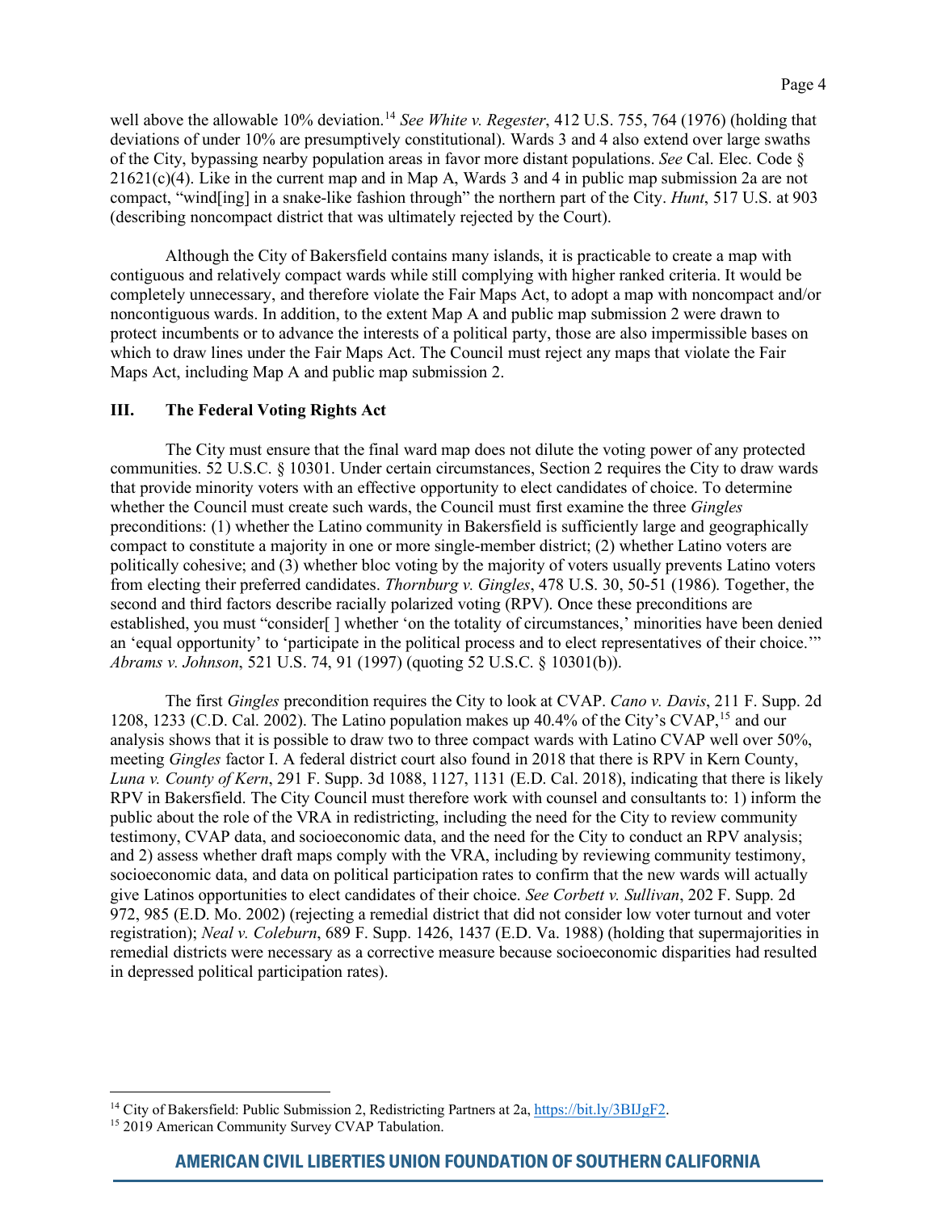well above the allowable 10% deviation.[14] *See White v. Regester*, 412 U.S. 755, 764 (1976) (holding that deviations of under 10% are presumptively constitutional). Wards 3 and 4 also extend over large swaths of the City, bypassing nearby population areas in favor more distant populations. *See* Cal. Elec. Code § 21621(c)(4). Like in the current map and in Map A, Wards 3 and 4 in public map submission 2a are not compact, "wind[ing] in a snake-like fashion through" the northern part of the City. *Hunt*, 517 U.S. at 903 (describing noncompact district that was ultimately rejected by the Court).

Although the City of Bakersfield contains many islands, it is practicable to create a map with contiguous and relatively compact wards while still complying with higher ranked criteria. It would be completely unnecessary, and therefore violate the Fair Maps Act, to adopt a map with noncompact and/or noncontiguous wards. In addition, to the extent Map A and public map submission 2 were drawn to protect incumbents or to advance the interests of a political party, those are also impermissible bases on which to draw lines under the Fair Maps Act. The Council must reject any maps that violate the Fair Maps Act, including Map A and public map submission 2.

## III. The Federal Voting Rights Act

The City must ensure that the final ward map does not dilute the voting power of any protected communities. 52 U.S.C. § 10301. Under certain circumstances, Section 2 requires the City to draw wards that provide minority voters with an effective opportunity to elect candidates of choice. To determine whether the Council must create such wards, the Council must first examine the three *Gingles* preconditions: (1) whether the Latino community in Bakersfield is sufficiently large and geographically compact to constitute a majority in one or more single-member district; (2) whether Latino voters are politically cohesive; and (3) whether bloc voting by the majority of voters usually prevents Latino voters from electing their preferred candidates. *Thornburg v. Gingles*, 478 U.S. 30, 50-51 (1986). Together, the second and third factors describe racially polarized voting (RPV). Once these preconditions are established, you must "consider[ ] whether 'on the totality of circumstances,' minorities have been denied an 'equal opportunity' to 'participate in the political process and to elect representatives of their choice.'" *Abrams v. Johnson*, 521 U.S. 74, 91 (1997) (quoting 52 U.S.C. § 10301(b)).

The first *Gingles* precondition requires the City to look at CVAP. *Cano v. Davis*, 211 F. Supp. 2d 1208, 1233 (C.D. Cal. 2002). The Latino population makes up 40.4% of the City's CVAP,[15] and our analysis shows that it is possible to draw two to three compact wards with Latino CVAP well over 50%, meeting *Gingles* factor I. A federal district court also found in 2018 that there is RPV in Kern County, *Luna v. County of Kern*, 291 F. Supp. 3d 1088, 1127, 1131 (E.D. Cal. 2018), indicating that there is likely RPV in Bakersfield. The City Council must therefore work with counsel and consultants to: 1) inform the public about the role of the VRA in redistricting, including the need for the City to review community testimony, CVAP data, and socioeconomic data, and the need for the City to conduct an RPV analysis; and 2) assess whether draft maps comply with the VRA, including by reviewing community testimony, socioeconomic data, and data on political participation rates to confirm that the new wards will actually give Latinos opportunities to elect candidates of their choice. *See Corbett v. Sullivan*, 202 F. Supp. 2d 972, 985 (E.D. Mo. 2002) (rejecting a remedial district that did not consider low voter turnout and voter registration); *Neal v. Coleburn*, 689 F. Supp. 1426, 1437 (E.D. Va. 1988) (holding that supermajorities in remedial districts were necessary as a corrective measure because socioeconomic disparities had resulted in depressed political participation rates).

---

[14] City of Bakersfield: Public Submission 2, Redistricting Partners at 2a, https://bit.ly/3BIJgF2.

[15] 2019 American Community Survey CVAP Tabulation.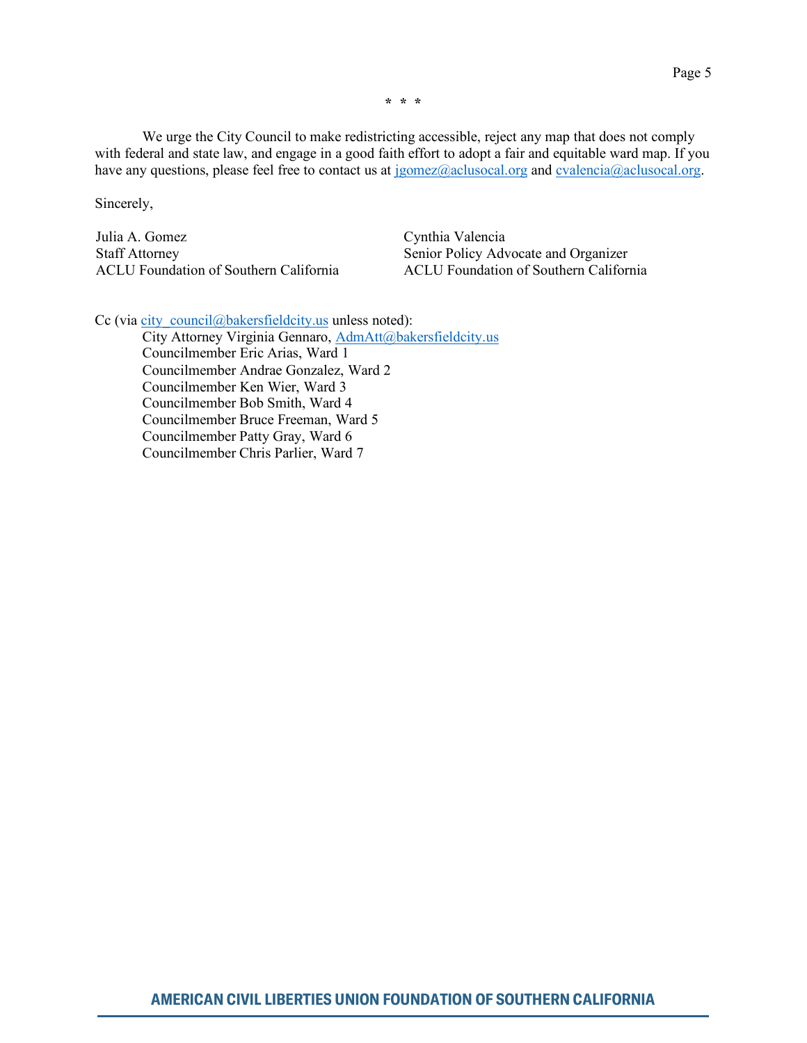\* \* \*

We urge the City Council to make redistricting accessible, reject any map that does not comply with federal and state law, and engage in a good faith effort to adopt a fair and equitable ward map. If you have any questions, please feel free to contact us at jgomez@aclusocal.org and cvalencia@aclusocal.org.

Sincerely,

Julia A. Gomez
Staff Attorney
ACLU Foundation of Southern California

Cynthia Valencia
Senior Policy Advocate and Organizer
ACLU Foundation of Southern California

Cc (via city_council@bakersfieldcity.us unless noted):

City Attorney Virginia Gennaro, AdmAtt@bakersfieldcity.us
Councilmember Eric Arias, Ward 1
Councilmember Andrae Gonzalez, Ward 2
Councilmember Ken Wier, Ward 3
Councilmember Bob Smith, Ward 4
Councilmember Bruce Freeman, Ward 5
Councilmember Patty Gray, Ward 6
Councilmember Chris Parlier, Ward 7